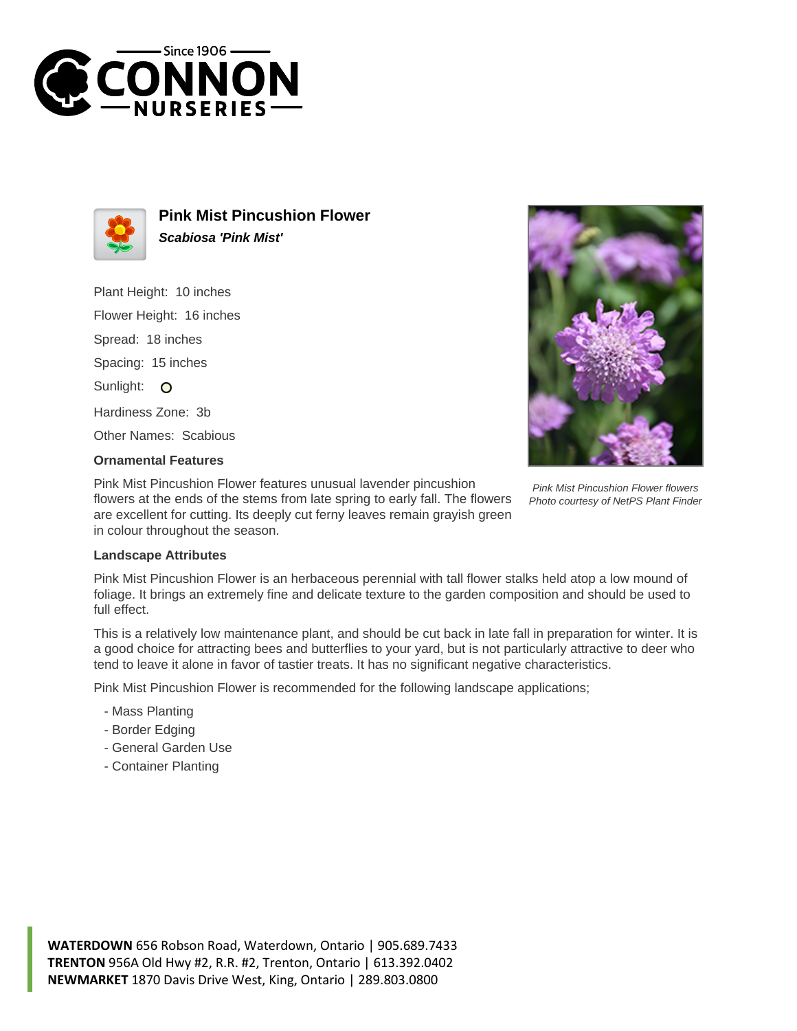Since 1906
CONNON
NURSERIES

# Pink Mist Pincushion Flower

***Scabiosa 'Pink Mist'***

Plant Height: 10 inches

Flower Height: 16 inches

Spread: 18 inches

Spacing: 15 inches

Sunlight: ○

Hardiness Zone: 3b

Other Names: Scabious

### Ornamental Features

Pink Mist Pincushion Flower features unusual lavender pincushion flowers at the ends of the stems from late spring to early fall. The flowers are excellent for cutting. Its deeply cut ferny leaves remain grayish green in colour throughout the season.

*Pink Mist Pincushion Flower flowers*
*Photo courtesy of NetPS Plant Finder*

### Landscape Attributes

Pink Mist Pincushion Flower is an herbaceous perennial with tall flower stalks held atop a low mound of foliage. It brings an extremely fine and delicate texture to the garden composition and should be used to full effect.

This is a relatively low maintenance plant, and should be cut back in late fall in preparation for winter. It is a good choice for attracting bees and butterflies to your yard, but is not particularly attractive to deer who tend to leave it alone in favor of tastier treats. It has no significant negative characteristics.

Pink Mist Pincushion Flower is recommended for the following landscape applications;

- Mass Planting
- Border Edging
- General Garden Use
- Container Planting

**WATERDOWN** 656 Robson Road, Waterdown, Ontario | 905.689.7433
**TRENTON** 956A Old Hwy #2, R.R. #2, Trenton, Ontario | 613.392.0402
**NEWMARKET** 1870 Davis Drive West, King, Ontario | 289.803.0800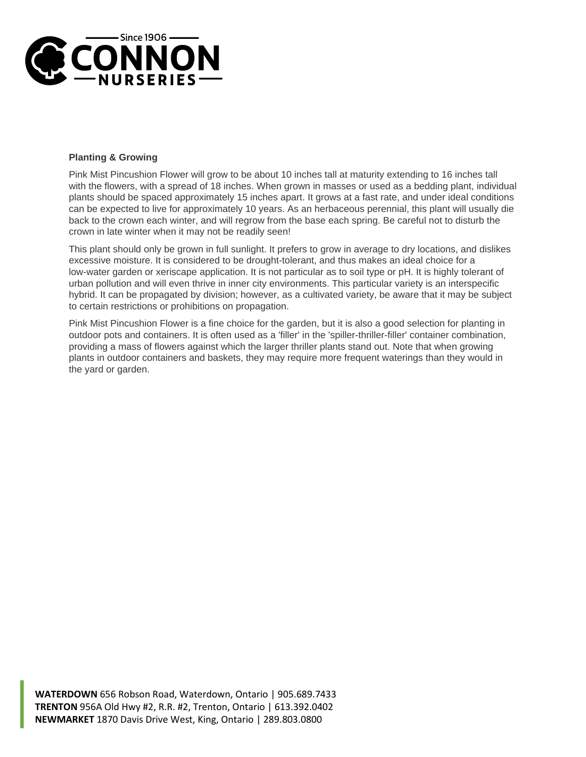### Planting & Growing

Pink Mist Pincushion Flower will grow to be about 10 inches tall at maturity extending to 16 inches tall with the flowers, with a spread of 18 inches. When grown in masses or used as a bedding plant, individual plants should be spaced approximately 15 inches apart. It grows at a fast rate, and under ideal conditions can be expected to live for approximately 10 years. As an herbaceous perennial, this plant will usually die back to the crown each winter, and will regrow from the base each spring. Be careful not to disturb the crown in late winter when it may not be readily seen!

This plant should only be grown in full sunlight. It prefers to grow in average to dry locations, and dislikes excessive moisture. It is considered to be drought-tolerant, and thus makes an ideal choice for a low-water garden or xeriscape application. It is not particular as to soil type or pH. It is highly tolerant of urban pollution and will even thrive in inner city environments. This particular variety is an interspecific hybrid. It can be propagated by division; however, as a cultivated variety, be aware that it may be subject to certain restrictions or prohibitions on propagation.

Pink Mist Pincushion Flower is a fine choice for the garden, but it is also a good selection for planting in outdoor pots and containers. It is often used as a 'filler' in the 'spiller-thriller-filler' container combination, providing a mass of flowers against which the larger thriller plants stand out. Note that when growing plants in outdoor containers and baskets, they may require more frequent waterings than they would in the yard or garden.